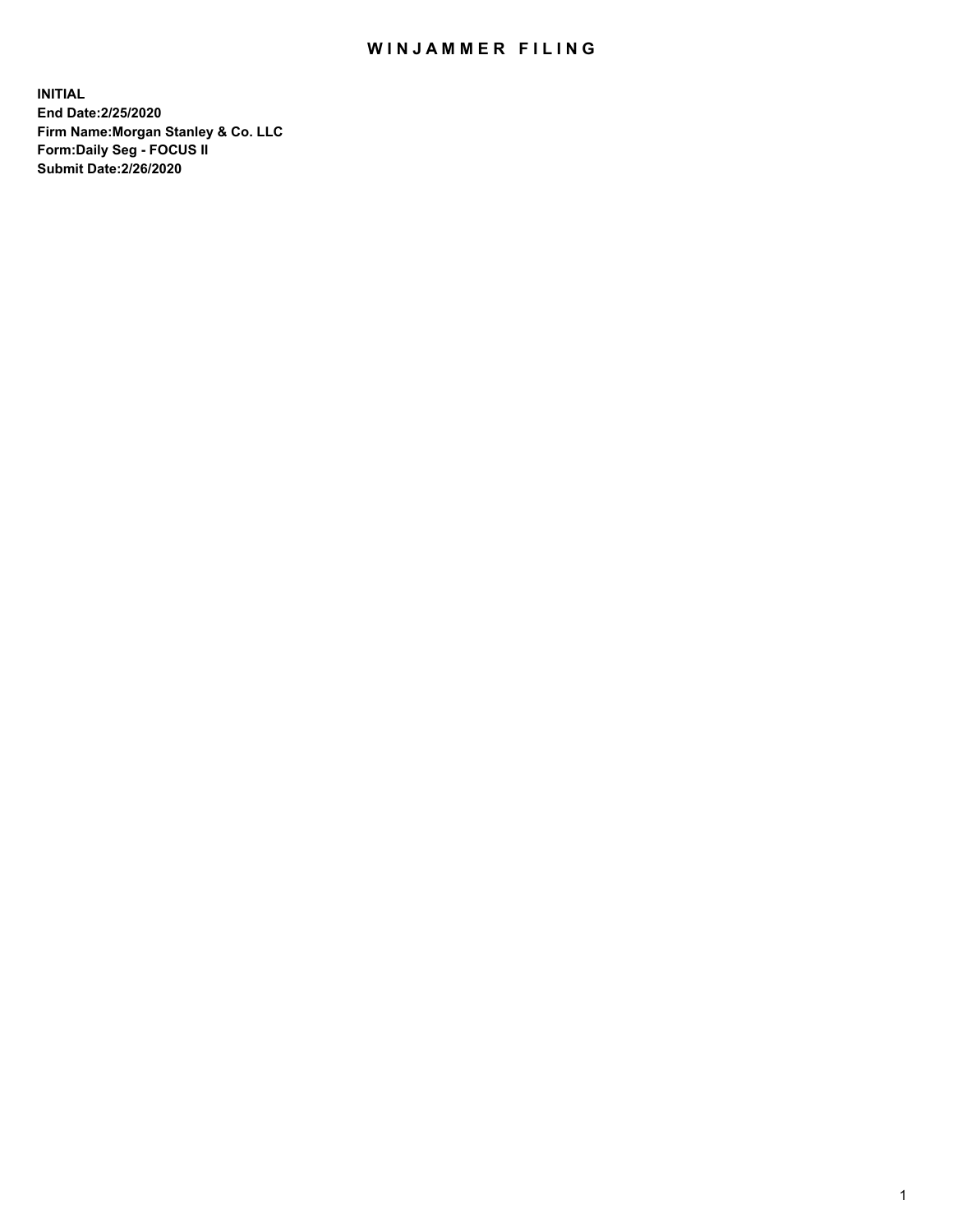# WINJAMMER FILING

**INITIAL**
**End Date:2/25/2020**
**Firm Name:Morgan Stanley & Co. LLC**
**Form:Daily Seg - FOCUS II**
**Submit Date:2/26/2020**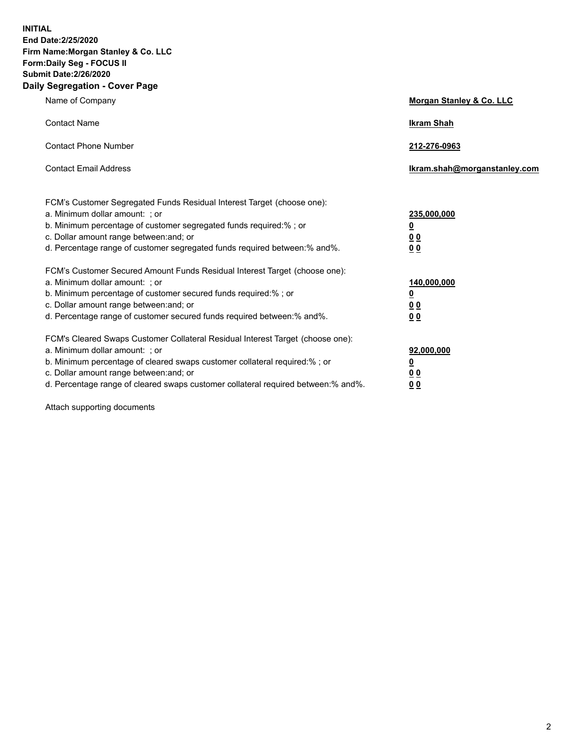**INITIAL**
**End Date:2/25/2020**
**Firm Name:Morgan Stanley & Co. LLC**
**Form:Daily Seg - FOCUS II**
**Submit Date:2/26/2020**

## Daily Segregation - Cover Page

| | |
|---|---|
| Name of Company | **Morgan Stanley & Co. LLC** |
| Contact Name | **Ikram Shah** |
| Contact Phone Number | **212-276-0963** |
| Contact Email Address | **Ikram.shah@morganstanley.com** |

| | |
|---|---|
| FCM's Customer Segregated Funds Residual Interest Target (choose one): | |
| a. Minimum dollar amount: ; or | **235,000,000** |
| b. Minimum percentage of customer segregated funds required:% ; or | **0** |
| c. Dollar amount range between:and; or | **0 0** |
| d. Percentage range of customer segregated funds required between:% and%. | **0 0** |
| FCM's Customer Secured Amount Funds Residual Interest Target (choose one): | |
| a. Minimum dollar amount: ; or | **140,000,000** |
| b. Minimum percentage of customer secured funds required:% ; or | **0** |
| c. Dollar amount range between:and; or | **0 0** |
| d. Percentage range of customer secured funds required between:% and%. | **0 0** |
| FCM's Cleared Swaps Customer Collateral Residual Interest Target (choose one): | |
| a. Minimum dollar amount: ; or | **92,000,000** |
| b. Minimum percentage of cleared swaps customer collateral required:% ; or | **0** |
| c. Dollar amount range between:and; or | **0 0** |
| d. Percentage range of cleared swaps customer collateral required between:% and%. | **0 0** |

Attach supporting documents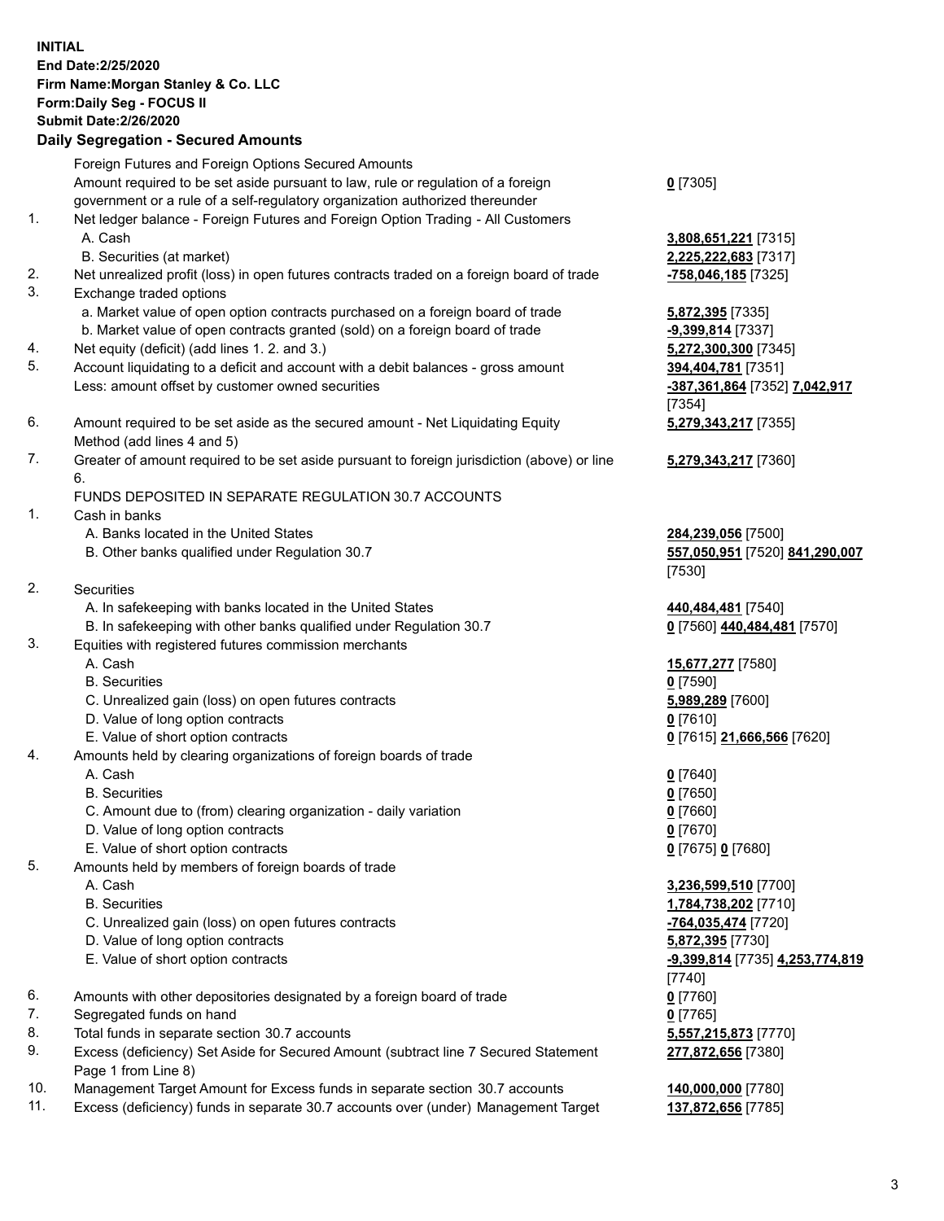**INITIAL**
**End Date:2/25/2020**
**Firm Name:Morgan Stanley & Co. LLC**
**Form:Daily Seg - FOCUS II**
**Submit Date:2/26/2020**

## Daily Segregation - Secured Amounts

| | | |
|---|---|---|
| | Foreign Futures and Foreign Options Secured Amounts | |
| | Amount required to be set aside pursuant to law, rule or regulation of a foreign government or a rule of a self-regulatory organization authorized thereunder | **0** [7305] |
| 1. | Net ledger balance - Foreign Futures and Foreign Option Trading - All Customers | |
| | A. Cash | **3,808,651,221** [7315] |
| | B. Securities (at market) | **2,225,222,683** [7317] |
| 2. | Net unrealized profit (loss) in open futures contracts traded on a foreign board of trade | **-758,046,185** [7325] |
| 3. | Exchange traded options | |
| | a. Market value of open option contracts purchased on a foreign board of trade | **5,872,395** [7335] |
| | b. Market value of open contracts granted (sold) on a foreign board of trade | **-9,399,814** [7337] |
| 4. | Net equity (deficit) (add lines 1. 2. and 3.) | **5,272,300,300** [7345] |
| 5. | Account liquidating to a deficit and account with a debit balances - gross amount | **394,404,781** [7351] |
| | Less: amount offset by customer owned securities | **-387,361,864** [7352] **7,042,917** [7354] |
| 6. | Amount required to be set aside as the secured amount - Net Liquidating Equity Method (add lines 4 and 5) | **5,279,343,217** [7355] |
| 7. | Greater of amount required to be set aside pursuant to foreign jurisdiction (above) or line 6. | **5,279,343,217** [7360] |
| | FUNDS DEPOSITED IN SEPARATE REGULATION 30.7 ACCOUNTS | |
| 1. | Cash in banks | |
| | A. Banks located in the United States | **284,239,056** [7500] |
| | B. Other banks qualified under Regulation 30.7 | **557,050,951** [7520] **841,290,007** [7530] |
| 2. | Securities | |
| | A. In safekeeping with banks located in the United States | **440,484,481** [7540] |
| | B. In safekeeping with other banks qualified under Regulation 30.7 | **0** [7560] **440,484,481** [7570] |
| 3. | Equities with registered futures commission merchants | |
| | A. Cash | **15,677,277** [7580] |
| | B. Securities | **0** [7590] |
| | C. Unrealized gain (loss) on open futures contracts | **5,989,289** [7600] |
| | D. Value of long option contracts | **0** [7610] |
| | E. Value of short option contracts | **0** [7615] **21,666,566** [7620] |
| 4. | Amounts held by clearing organizations of foreign boards of trade | |
| | A. Cash | **0** [7640] |
| | B. Securities | **0** [7650] |
| | C. Amount due to (from) clearing organization - daily variation | **0** [7660] |
| | D. Value of long option contracts | **0** [7670] |
| | E. Value of short option contracts | **0** [7675] **0** [7680] |
| 5. | Amounts held by members of foreign boards of trade | |
| | A. Cash | **3,236,599,510** [7700] |
| | B. Securities | **1,784,738,202** [7710] |
| | C. Unrealized gain (loss) on open futures contracts | **-764,035,474** [7720] |
| | D. Value of long option contracts | **5,872,395** [7730] |
| | E. Value of short option contracts | **-9,399,814** [7735] **4,253,774,819** [7740] |
| 6. | Amounts with other depositories designated by a foreign board of trade | **0** [7760] |
| 7. | Segregated funds on hand | **0** [7765] |
| 8. | Total funds in separate section 30.7 accounts | **5,557,215,873** [7770] |
| 9. | Excess (deficiency) Set Aside for Secured Amount (subtract line 7 Secured Statement Page 1 from Line 8) | **277,872,656** [7380] |
| 10. | Management Target Amount for Excess funds in separate section 30.7 accounts | **140,000,000** [7780] |
| 11. | Excess (deficiency) funds in separate 30.7 accounts over (under) Management Target | **137,872,656** [7785] |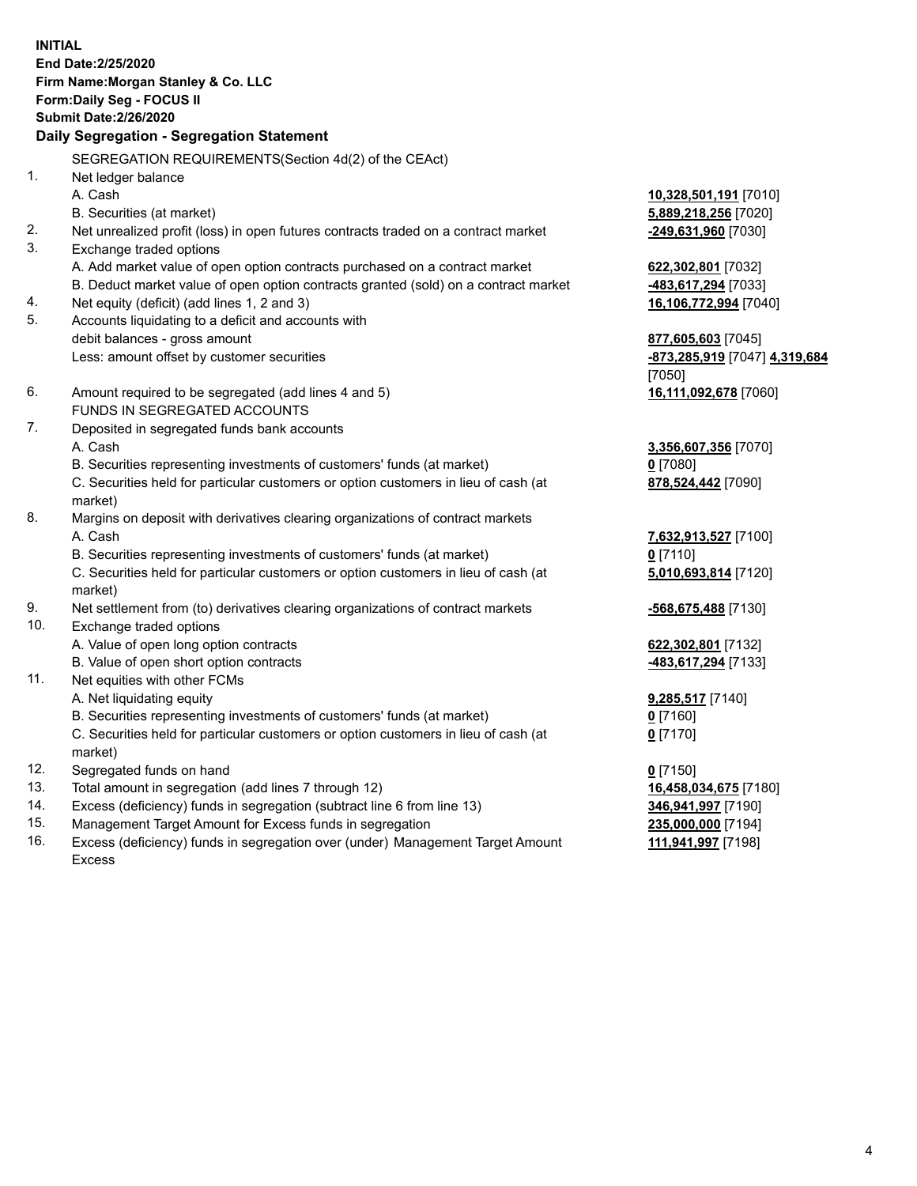**INITIAL**
**End Date:2/25/2020**
**Firm Name:Morgan Stanley & Co. LLC**
**Form:Daily Seg - FOCUS II**
**Submit Date:2/26/2020**

## Daily Segregation - Segregation Statement

SEGREGATION REQUIREMENTS(Section 4d(2) of the CEAct)

| | | |
|---|---|---|
| 1. | Net ledger balance | |
| | A. Cash | **10,328,501,191** [7010] |
| | B. Securities (at market) | **5,889,218,256** [7020] |
| 2. | Net unrealized profit (loss) in open futures contracts traded on a contract market | **-249,631,960** [7030] |
| 3. | Exchange traded options | |
| | A. Add market value of open option contracts purchased on a contract market | **622,302,801** [7032] |
| | B. Deduct market value of open option contracts granted (sold) on a contract market | **-483,617,294** [7033] |
| 4. | Net equity (deficit) (add lines 1, 2 and 3) | **16,106,772,994** [7040] |
| 5. | Accounts liquidating to a deficit and accounts with debit balances - gross amount | **877,605,603** [7045] |
| | Less: amount offset by customer securities | **-873,285,919** [7047] **4,319,684** [7050] |
| 6. | Amount required to be segregated (add lines 4 and 5) | **16,111,092,678** [7060] |
| | FUNDS IN SEGREGATED ACCOUNTS | |
| 7. | Deposited in segregated funds bank accounts | |
| | A. Cash | **3,356,607,356** [7070] |
| | B. Securities representing investments of customers' funds (at market) | **0** [7080] |
| | C. Securities held for particular customers or option customers in lieu of cash (at market) | **878,524,442** [7090] |
| 8. | Margins on deposit with derivatives clearing organizations of contract markets | |
| | A. Cash | **7,632,913,527** [7100] |
| | B. Securities representing investments of customers' funds (at market) | **0** [7110] |
| | C. Securities held for particular customers or option customers in lieu of cash (at market) | **5,010,693,814** [7120] |
| 9. | Net settlement from (to) derivatives clearing organizations of contract markets | **-568,675,488** [7130] |
| 10. | Exchange traded options | |
| | A. Value of open long option contracts | **622,302,801** [7132] |
| | B. Value of open short option contracts | **-483,617,294** [7133] |
| 11. | Net equities with other FCMs | |
| | A. Net liquidating equity | **9,285,517** [7140] |
| | B. Securities representing investments of customers' funds (at market) | **0** [7160] |
| | C. Securities held for particular customers or option customers in lieu of cash (at market) | **0** [7170] |
| 12. | Segregated funds on hand | **0** [7150] |
| 13. | Total amount in segregation (add lines 7 through 12) | **16,458,034,675** [7180] |
| 14. | Excess (deficiency) funds in segregation (subtract line 6 from line 13) | **346,941,997** [7190] |
| 15. | Management Target Amount for Excess funds in segregation | **235,000,000** [7194] |
| 16. | Excess (deficiency) funds in segregation over (under) Management Target Amount Excess | **111,941,997** [7198] |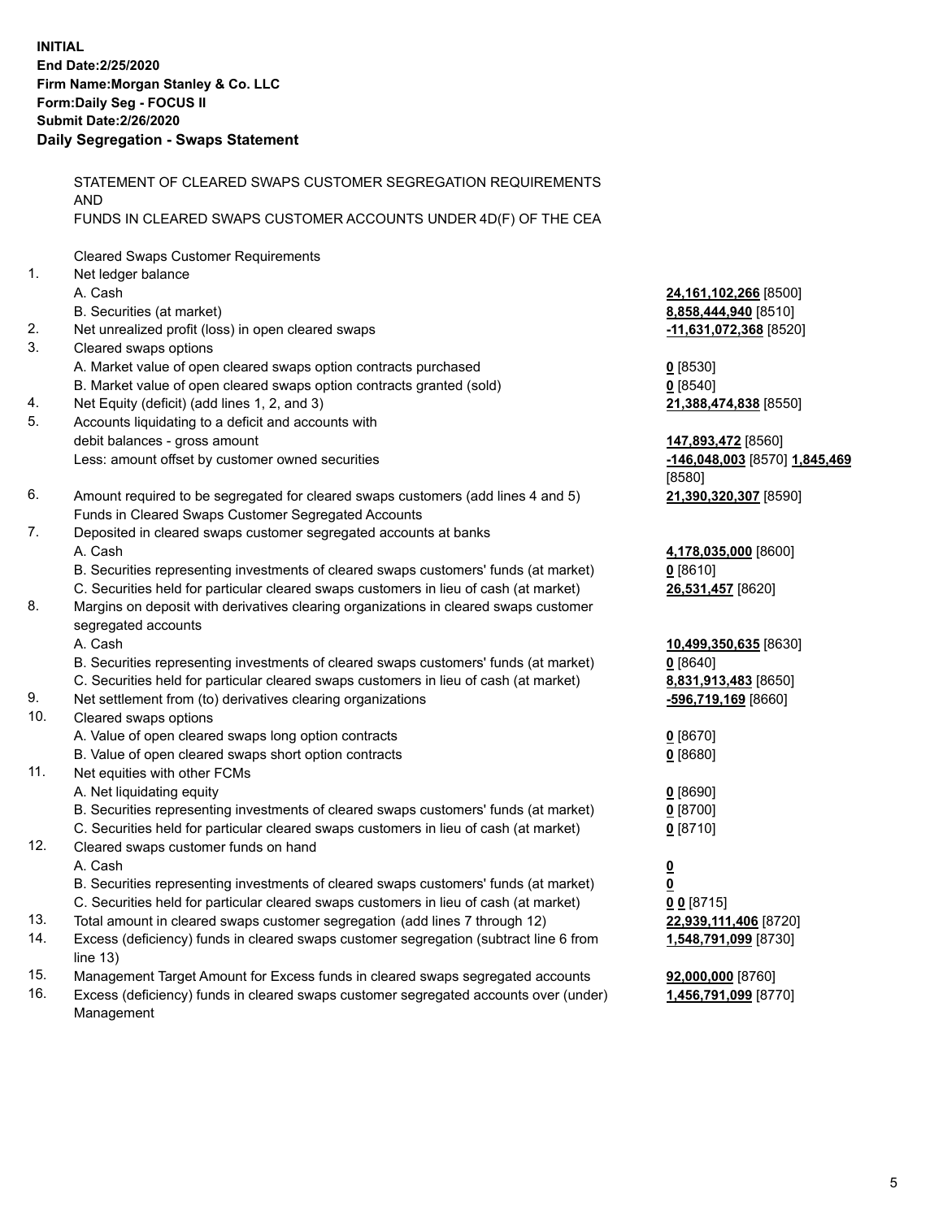**INITIAL**
**End Date:2/25/2020**
**Firm Name:Morgan Stanley & Co. LLC**
**Form:Daily Seg - FOCUS II**
**Submit Date:2/26/2020**
**Daily Segregation - Swaps Statement**

STATEMENT OF CLEARED SWAPS CUSTOMER SEGREGATION REQUIREMENTS AND FUNDS IN CLEARED SWAPS CUSTOMER ACCOUNTS UNDER 4D(F) OF THE CEA

| | | |
|---|---|---|
| | Cleared Swaps Customer Requirements | |
| 1. | Net ledger balance | |
| | A. Cash | **24,161,102,266** [8500] |
| | B. Securities (at market) | **8,858,444,940** [8510] |
| 2. | Net unrealized profit (loss) in open cleared swaps | **-11,631,072,368** [8520] |
| 3. | Cleared swaps options | |
| | A. Market value of open cleared swaps option contracts purchased | **0** [8530] |
| | B. Market value of open cleared swaps option contracts granted (sold) | **0** [8540] |
| 4. | Net Equity (deficit) (add lines 1, 2, and 3) | **21,388,474,838** [8550] |
| 5. | Accounts liquidating to a deficit and accounts with debit balances - gross amount | **147,893,472** [8560] |
| | Less: amount offset by customer owned securities | **-146,048,003** [8570] **1,845,469** [8580] |
| 6. | Amount required to be segregated for cleared swaps customers (add lines 4 and 5) | **21,390,320,307** [8590] |
| | Funds in Cleared Swaps Customer Segregated Accounts | |
| 7. | Deposited in cleared swaps customer segregated accounts at banks | |
| | A. Cash | **4,178,035,000** [8600] |
| | B. Securities representing investments of cleared swaps customers' funds (at market) | **0** [8610] |
| | C. Securities held for particular cleared swaps customers in lieu of cash (at market) | **26,531,457** [8620] |
| 8. | Margins on deposit with derivatives clearing organizations in cleared swaps customer segregated accounts | |
| | A. Cash | **10,499,350,635** [8630] |
| | B. Securities representing investments of cleared swaps customers' funds (at market) | **0** [8640] |
| | C. Securities held for particular cleared swaps customers in lieu of cash (at market) | **8,831,913,483** [8650] |
| 9. | Net settlement from (to) derivatives clearing organizations | **-596,719,169** [8660] |
| 10. | Cleared swaps options | |
| | A. Value of open cleared swaps long option contracts | **0** [8670] |
| | B. Value of open cleared swaps short option contracts | **0** [8680] |
| 11. | Net equities with other FCMs | |
| | A. Net liquidating equity | **0** [8690] |
| | B. Securities representing investments of cleared swaps customers' funds (at market) | **0** [8700] |
| | C. Securities held for particular cleared swaps customers in lieu of cash (at market) | **0** [8710] |
| 12. | Cleared swaps customer funds on hand | |
| | A. Cash | **0** |
| | B. Securities representing investments of cleared swaps customers' funds (at market) | **0** |
| | C. Securities held for particular cleared swaps customers in lieu of cash (at market) | **0** **0** [8715] |
| 13. | Total amount in cleared swaps customer segregation (add lines 7 through 12) | **22,939,111,406** [8720] |
| 14. | Excess (deficiency) funds in cleared swaps customer segregation (subtract line 6 from line 13) | **1,548,791,099** [8730] |
| 15. | Management Target Amount for Excess funds in cleared swaps segregated accounts | **92,000,000** [8760] |
| 16. | Excess (deficiency) funds in cleared swaps customer segregated accounts over (under) Management | **1,456,791,099** [8770] |